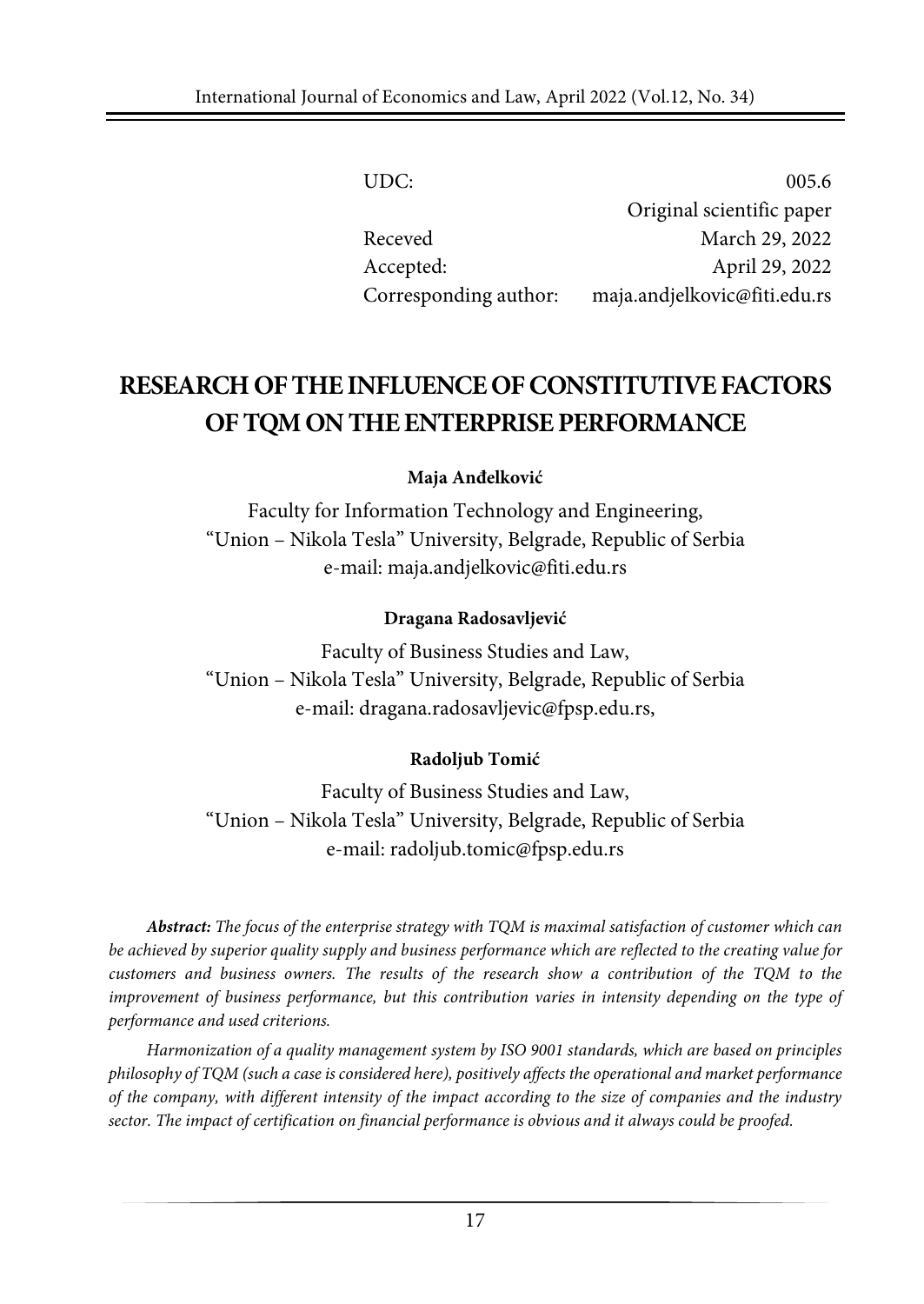| | |
|---|---|
| UDC: | 005.6 |
| | Original scientific paper |
| Receved | March 29, 2022 |
| Accepted: | April 29, 2022 |
| Corresponding author: | maja.andjelkovic@fiti.edu.rs |

# RESEARCH OF THE INFLUENCE OF CONSTITUTIVE FACTORS OF TQM ON THE ENTERPRISE PERFORMANCE

**Maja Anđelković**

Faculty for Information Technology and Engineering,
"Union – Nikola Tesla" University, Belgrade, Republic of Serbia
e-mail: maja.andjelkovic@fiti.edu.rs

**Dragana Radosavljević**

Faculty of Business Studies and Law,
"Union – Nikola Tesla" University, Belgrade, Republic of Serbia
e-mail: dragana.radosavljevic@fpsp.edu.rs,

**Radoljub Tomić**

Faculty of Business Studies and Law,
"Union – Nikola Tesla" University, Belgrade, Republic of Serbia
e-mail: radoljub.tomic@fpsp.edu.rs

***Abstract:*** *The focus of the enterprise strategy with TQM is maximal satisfaction of customer which can be achieved by superior quality supply and business performance which are reflected to the creating value for customers and business owners. The results of the research show a contribution of the TQM to the improvement of business performance, but this contribution varies in intensity depending on the type of performance and used criterions.*

*Harmonization of a quality management system by ISO 9001 standards, which are based on principles philosophy of TQM (such a case is considered here), positively affects the operational and market performance of the company, with different intensity of the impact according to the size of companies and the industry sector. The impact of certification on financial performance is obvious and it always could be proofed.*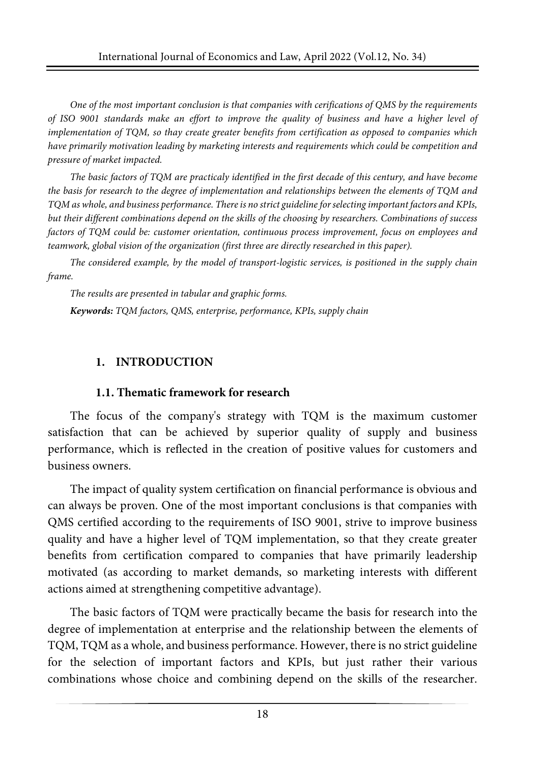*One of the most important conclusion is that companies with cerifications of QMS by the requirements of ISO 9001 standards make an effort to improve the quality of business and have a higher level of implementation of TQM, so thay create greater benefits from certification as opposed to companies which have primarily motivation leading by marketing interests and requirements which could be competition and pressure of market impacted.*

*The basic factors of TQM are practicaly identified in the first decade of this century, and have become the basis for research to the degree of implementation and relationships between the elements of TQM and TQM as whole, and business performance. There is no strict guideline for selecting important factors and KPIs, but their different combinations depend on the skills of the choosing by researchers. Combinations of success factors of TQM could be: customer orientation, continuous process improvement, focus on employees and teamwork, global vision of the organization (first three are directly researched in this paper).*

*The considered example, by the model of transport-logistic services, is positioned in the supply chain frame.*

*The results are presented in tabular and graphic forms.*

***Keywords:*** *TQM factors, QMS, enterprise, performance, KPIs, supply chain*

## 1. INTRODUCTION

### 1.1. Thematic framework for research

The focus of the company's strategy with TQM is the maximum customer satisfaction that can be achieved by superior quality of supply and business performance, which is reflected in the creation of positive values for customers and business owners.

The impact of quality system certification on financial performance is obvious and can always be proven. One of the most important conclusions is that companies with QMS certified according to the requirements of ISO 9001, strive to improve business quality and have a higher level of TQM implementation, so that they create greater benefits from certification compared to companies that have primarily leadership motivated (as according to market demands, so marketing interests with different actions aimed at strengthening competitive advantage).

The basic factors of TQM were practically became the basis for research into the degree of implementation at enterprise and the relationship between the elements of TQM, TQM as a whole, and business performance. However, there is no strict guideline for the selection of important factors and KPIs, but just rather their various combinations whose choice and combining depend on the skills of the researcher.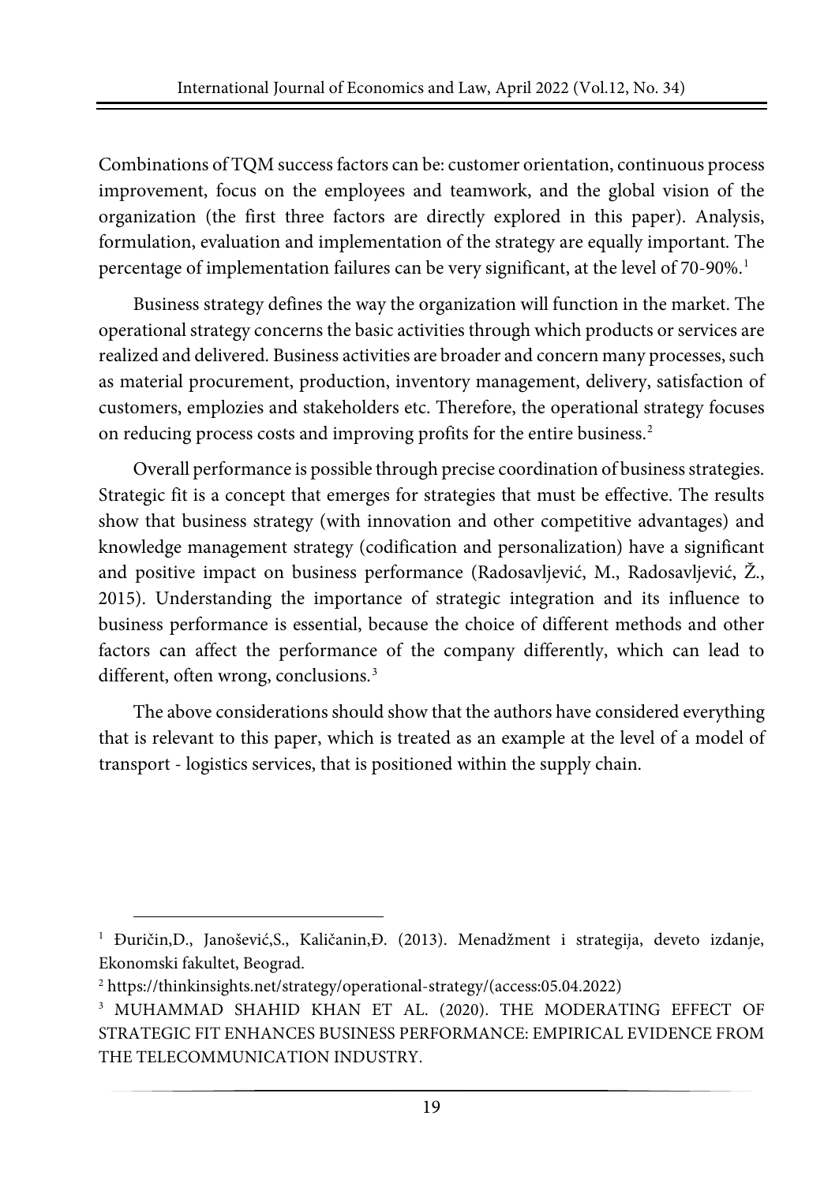Combinations of TQM success factors can be: customer orientation, continuous process improvement, focus on the employees and teamwork, and the global vision of the organization (the first three factors are directly explored in this paper). Analysis, formulation, evaluation and implementation of the strategy are equally important. The percentage of implementation failures can be very significant, at the level of 70-90%.[1]

Business strategy defines the way the organization will function in the market. The operational strategy concerns the basic activities through which products or services are realized and delivered. Business activities are broader and concern many processes, such as material procurement, production, inventory management, delivery, satisfaction of customers, emplozies and stakeholders etc. Therefore, the operational strategy focuses on reducing process costs and improving profits for the entire business.[2]

Overall performance is possible through precise coordination of business strategies. Strategic fit is a concept that emerges for strategies that must be effective. The results show that business strategy (with innovation and other competitive advantages) and knowledge management strategy (codification and personalization) have a significant and positive impact on business performance (Radosavljević, M., Radosavljević, Ž., 2015). Understanding the importance of strategic integration and its influence to business performance is essential, because the choice of different methods and other factors can affect the performance of the company differently, which can lead to different, often wrong, conclusions.[3]

The above considerations should show that the authors have considered everything that is relevant to this paper, which is treated as an example at the level of a model of transport - logistics services, that is positioned within the supply chain.

---

[1] Đuričin,D., Janošević,S., Kaličanin,Đ. (2013). Menadžment i strategija, deveto izdanje, Ekonomski fakultet, Beograd.

[2] https://thinkinsights.net/strategy/operational-strategy/(access:05.04.2022)

[3] MUHAMMAD SHAHID KHAN ET AL. (2020). THE MODERATING EFFECT OF STRATEGIC FIT ENHANCES BUSINESS PERFORMANCE: EMPIRICAL EVIDENCE FROM THE TELECOMMUNICATION INDUSTRY.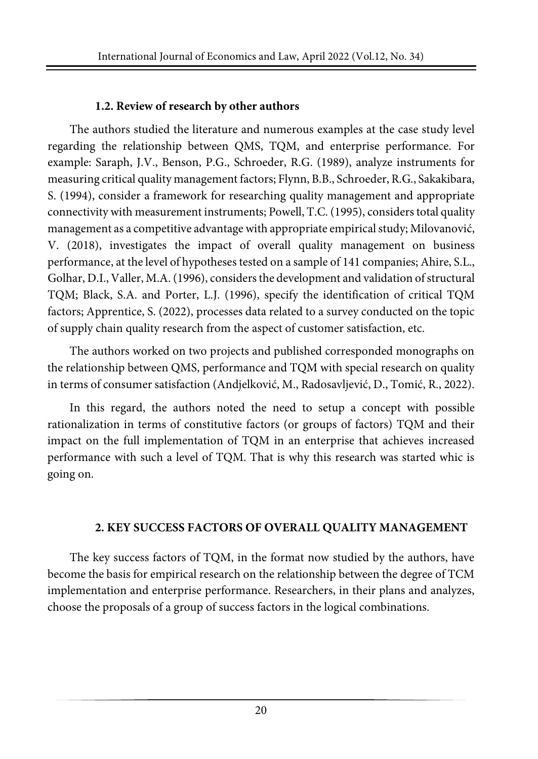### 1.2. Review of research by other authors

The authors studied the literature and numerous examples at the case study level regarding the relationship between QMS, TQM, and enterprise performance. For example: Saraph, J.V., Benson, P.G., Schroeder, R.G. (1989), analyze instruments for measuring critical quality management factors; Flynn, B.B., Schroeder, R.G., Sakakibara, S. (1994), consider a framework for researching quality management and appropriate connectivity with measurement instruments; Powell, T.C. (1995), considers total quality management as a competitive advantage with appropriate empirical study; Milovanović, V. (2018), investigates the impact of overall quality management on business performance, at the level of hypotheses tested on a sample of 141 companies; Ahire, S.L., Golhar, D.I., Valler, M.A. (1996), considers the development and validation of structural TQM; Black, S.A. and Porter, L.J. (1996), specify the identification of critical TQM factors; Apprentice, S. (2022), processes data related to a survey conducted on the topic of supply chain quality research from the aspect of customer satisfaction, etc.

The authors worked on two projects and published corresponded monographs on the relationship between QMS, performance and TQM with special research on quality in terms of consumer satisfaction (Andjelković, M., Radosavljević, D., Tomić, R., 2022).

In this regard, the authors noted the need to setup a concept with possible rationalization in terms of constitutive factors (or groups of factors) TQM and their impact on the full implementation of TQM in an enterprise that achieves increased performance with such a level of TQM. That is why this research was started whic is going on.

## 2. KEY SUCCESS FACTORS OF OVERALL QUALITY MANAGEMENT

The key success factors of TQM, in the format now studied by the authors, have become the basis for empirical research on the relationship between the degree of TCM implementation and enterprise performance. Researchers, in their plans and analyzes, choose the proposals of a group of success factors in the logical combinations.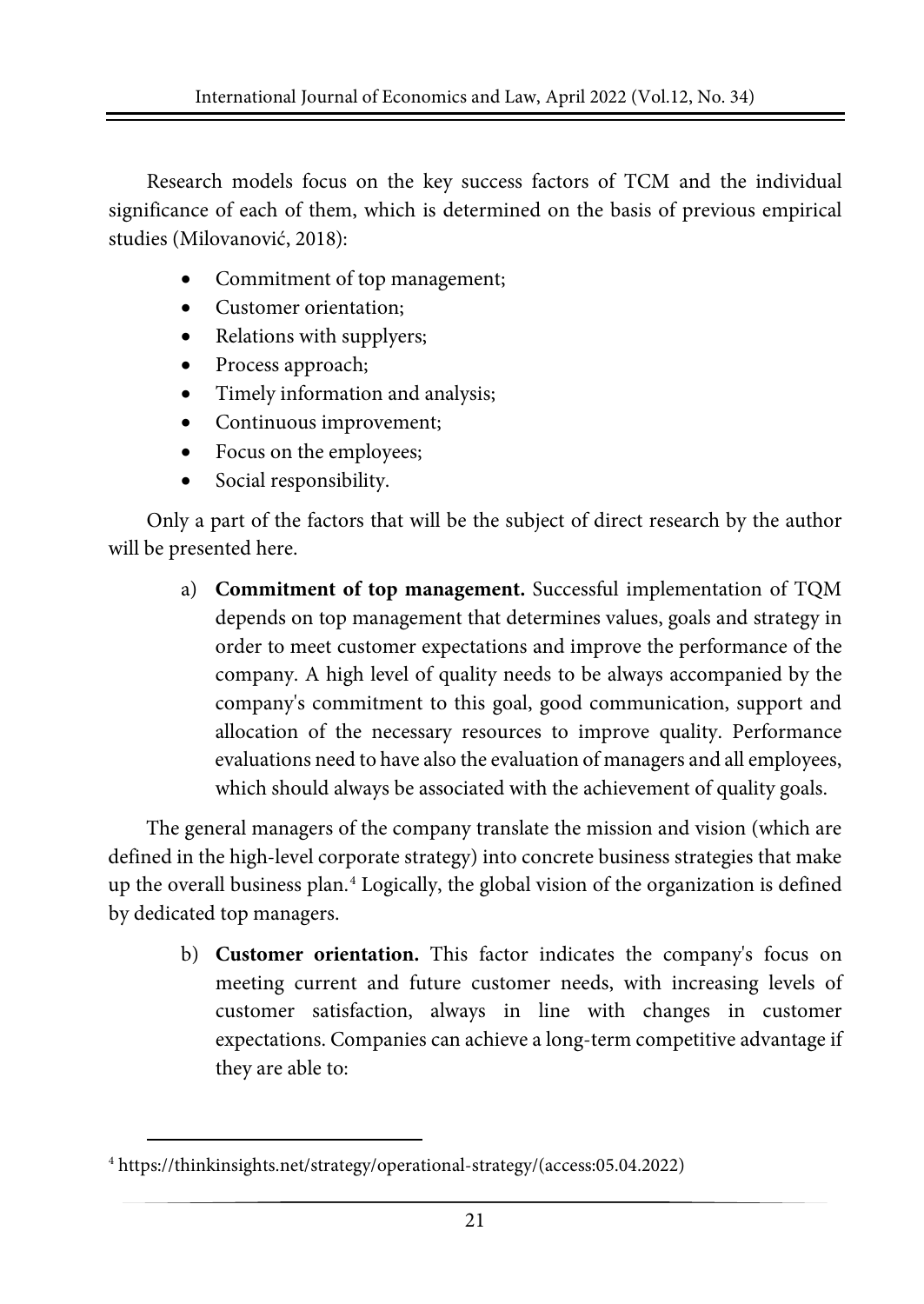Research models focus on the key success factors of TCM and the individual significance of each of them, which is determined on the basis of previous empirical studies (Milovanović, 2018):

- Commitment of top management;
- Customer orientation;
- Relations with supplyers;
- Process approach;
- Timely information and analysis;
- Continuous improvement;
- Focus on the employees;
- Social responsibility.

Only a part of the factors that will be the subject of direct research by the author will be presented here.

a) **Commitment of top management.** Successful implementation of TQM depends on top management that determines values, goals and strategy in order to meet customer expectations and improve the performance of the company. A high level of quality needs to be always accompanied by the company's commitment to this goal, good communication, support and allocation of the necessary resources to improve quality. Performance evaluations need to have also the evaluation of managers and all employees, which should always be associated with the achievement of quality goals.

The general managers of the company translate the mission and vision (which are defined in the high-level corporate strategy) into concrete business strategies that make up the overall business plan.[4] Logically, the global vision of the organization is defined by dedicated top managers.

b) **Customer orientation.** This factor indicates the company's focus on meeting current and future customer needs, with increasing levels of customer satisfaction, always in line with changes in customer expectations. Companies can achieve a long-term competitive advantage if they are able to:

---

[4] https://thinkinsights.net/strategy/operational-strategy/(access:05.04.2022)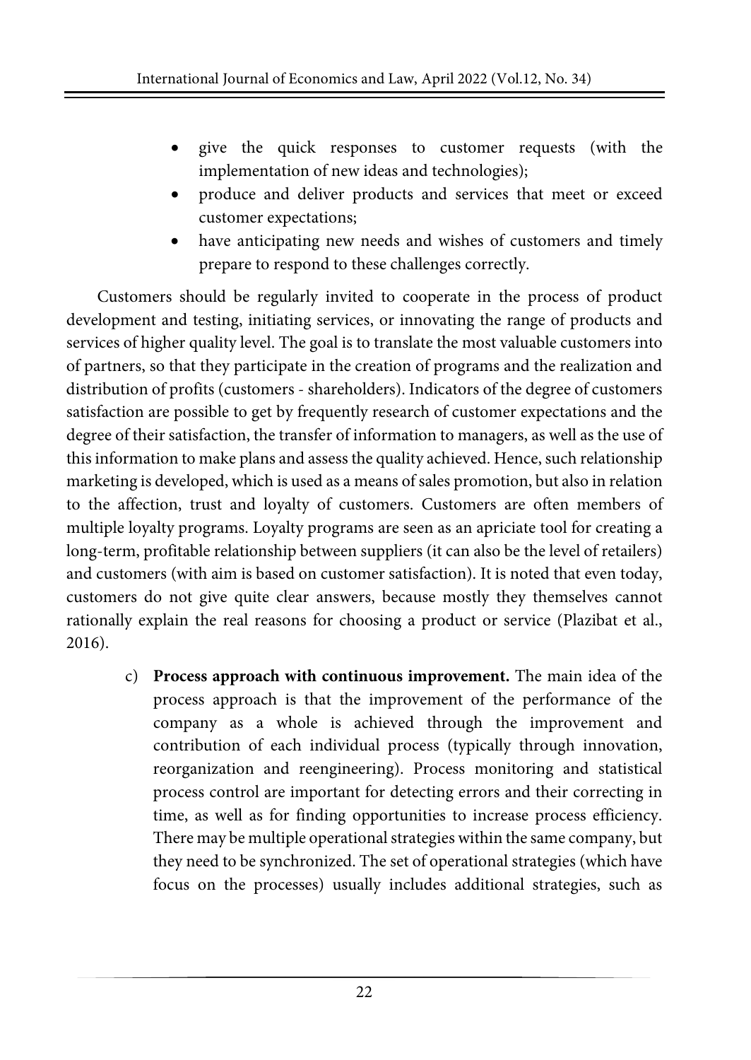- give the quick responses to customer requests (with the implementation of new ideas and technologies);
- produce and deliver products and services that meet or exceed customer expectations;
- have anticipating new needs and wishes of customers and timely prepare to respond to these challenges correctly.

Customers should be regularly invited to cooperate in the process of product development and testing, initiating services, or innovating the range of products and services of higher quality level. The goal is to translate the most valuable customers into of partners, so that they participate in the creation of programs and the realization and distribution of profits (customers - shareholders). Indicators of the degree of customers satisfaction are possible to get by frequently research of customer expectations and the degree of their satisfaction, the transfer of information to managers, as well as the use of this information to make plans and assess the quality achieved. Hence, such relationship marketing is developed, which is used as a means of sales promotion, but also in relation to the affection, trust and loyalty of customers. Customers are often members of multiple loyalty programs. Loyalty programs are seen as an apriciate tool for creating a long-term, profitable relationship between suppliers (it can also be the level of retailers) and customers (with aim is based on customer satisfaction). It is noted that even today, customers do not give quite clear answers, because mostly they themselves cannot rationally explain the real reasons for choosing a product or service (Plazibat et al., 2016).

c) **Process approach with continuous improvement.** The main idea of the process approach is that the improvement of the performance of the company as a whole is achieved through the improvement and contribution of each individual process (typically through innovation, reorganization and reengineering). Process monitoring and statistical process control are important for detecting errors and their correcting in time, as well as for finding opportunities to increase process efficiency. There may be multiple operational strategies within the same company, but they need to be synchronized. The set of operational strategies (which have focus on the processes) usually includes additional strategies, such as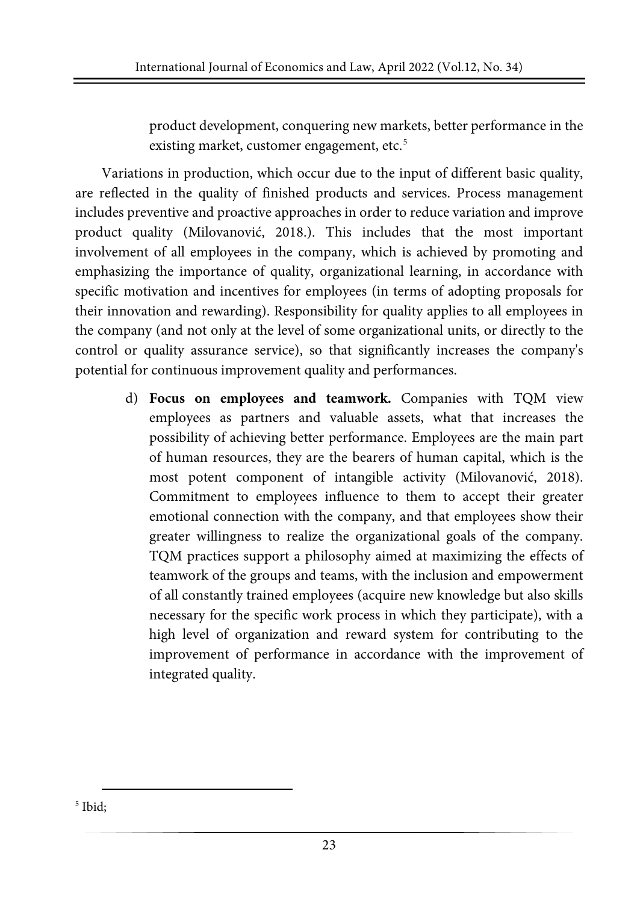product development, conquering new markets, better performance in the existing market, customer engagement, etc.[5]

Variations in production, which occur due to the input of different basic quality, are reflected in the quality of finished products and services. Process management includes preventive and proactive approaches in order to reduce variation and improve product quality (Milovanović, 2018.). This includes that the most important involvement of all employees in the company, which is achieved by promoting and emphasizing the importance of quality, organizational learning, in accordance with specific motivation and incentives for employees (in terms of adopting proposals for their innovation and rewarding). Responsibility for quality applies to all employees in the company (and not only at the level of some organizational units, or directly to the control or quality assurance service), so that significantly increases the company's potential for continuous improvement quality and performances.

d) **Focus on employees and teamwork.** Companies with TQM view employees as partners and valuable assets, what that increases the possibility of achieving better performance. Employees are the main part of human resources, they are the bearers of human capital, which is the most potent component of intangible activity (Milovanović, 2018). Commitment to employees influence to them to accept their greater emotional connection with the company, and that employees show their greater willingness to realize the organizational goals of the company. TQM practices support a philosophy aimed at maximizing the effects of teamwork of the groups and teams, with the inclusion and empowerment of all constantly trained employees (acquire new knowledge but also skills necessary for the specific work process in which they participate), with a high level of organization and reward system for contributing to the improvement of performance in accordance with the improvement of integrated quality.

---

[5] Ibid;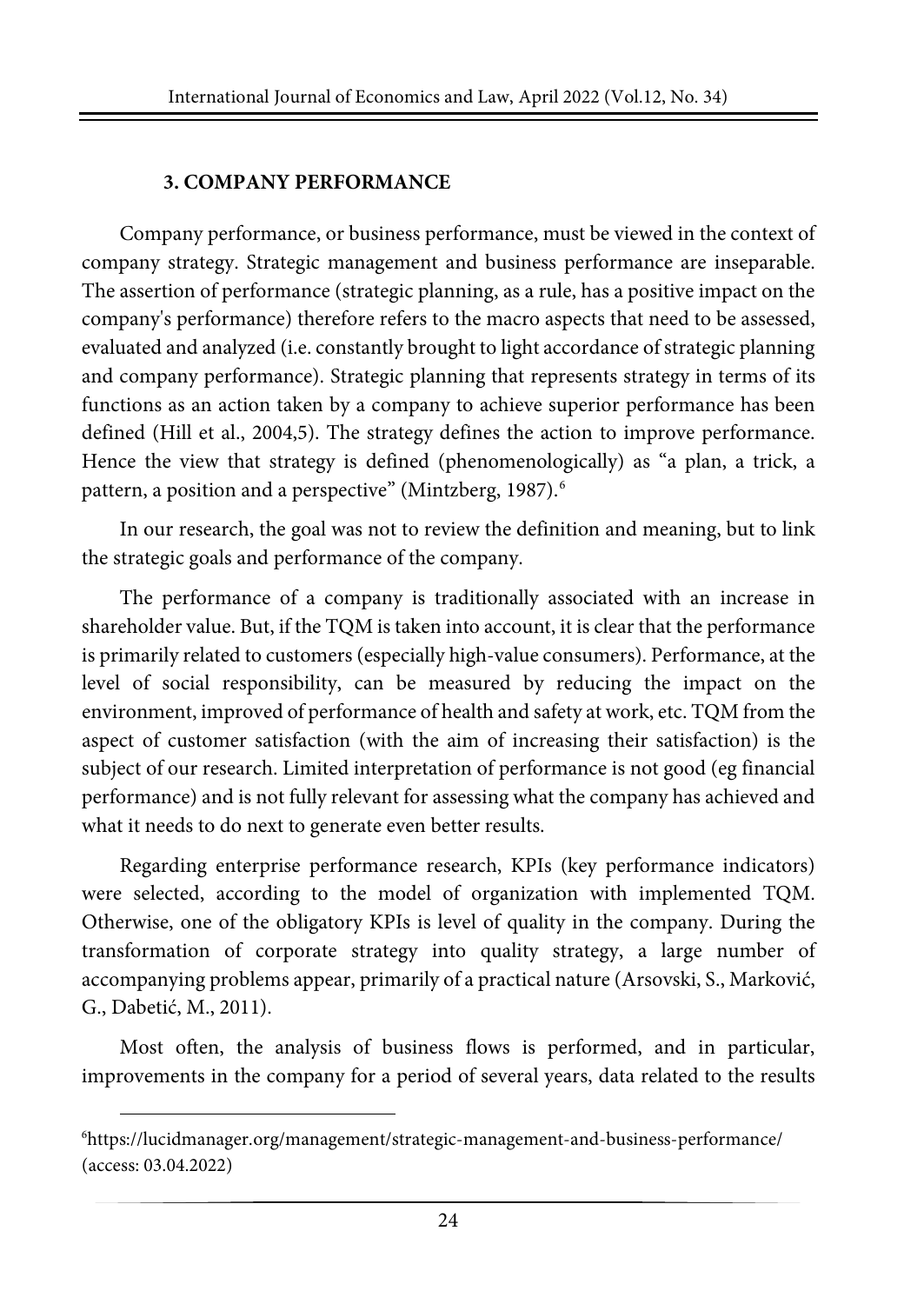## 3. COMPANY PERFORMANCE

Company performance, or business performance, must be viewed in the context of company strategy. Strategic management and business performance are inseparable. The assertion of performance (strategic planning, as a rule, has a positive impact on the company's performance) therefore refers to the macro aspects that need to be assessed, evaluated and analyzed (i.e. constantly brought to light accordance of strategic planning and company performance). Strategic planning that represents strategy in terms of its functions as an action taken by a company to achieve superior performance has been defined (Hill et al., 2004,5). The strategy defines the action to improve performance. Hence the view that strategy is defined (phenomenologically) as "a plan, a trick, a pattern, a position and a perspective" (Mintzberg, 1987).[6]

In our research, the goal was not to review the definition and meaning, but to link the strategic goals and performance of the company.

The performance of a company is traditionally associated with an increase in shareholder value. But, if the TQM is taken into account, it is clear that the performance is primarily related to customers (especially high-value consumers). Performance, at the level of social responsibility, can be measured by reducing the impact on the environment, improved of performance of health and safety at work, etc. TQM from the aspect of customer satisfaction (with the aim of increasing their satisfaction) is the subject of our research. Limited interpretation of performance is not good (eg financial performance) and is not fully relevant for assessing what the company has achieved and what it needs to do next to generate even better results.

Regarding enterprise performance research, KPIs (key performance indicators) were selected, according to the model of organization with implemented TQM. Otherwise, one of the obligatory KPIs is level of quality in the company. During the transformation of corporate strategy into quality strategy, a large number of accompanying problems appear, primarily of a practical nature (Arsovski, S., Marković, G., Dabetić, M., 2011).

Most often, the analysis of business flows is performed, and in particular, improvements in the company for a period of several years, data related to the results

---

[6] https://lucidmanager.org/management/strategic-management-and-business-performance/ (access: 03.04.2022)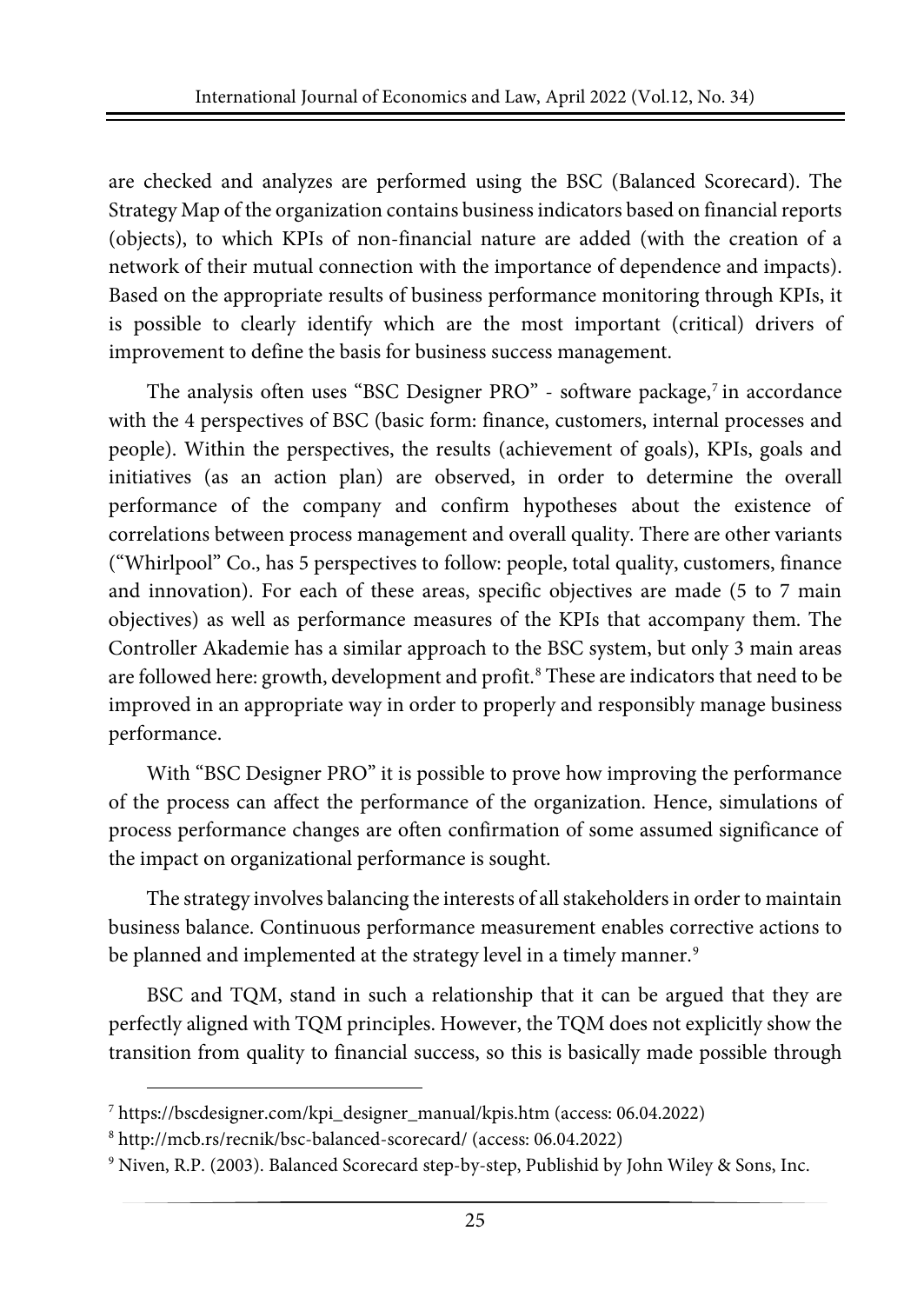are checked and analyzes are performed using the BSC (Balanced Scorecard). The Strategy Map of the organization contains business indicators based on financial reports (objects), to which KPIs of non-financial nature are added (with the creation of a network of their mutual connection with the importance of dependence and impacts). Based on the appropriate results of business performance monitoring through KPIs, it is possible to clearly identify which are the most important (critical) drivers of improvement to define the basis for business success management.

The analysis often uses "BSC Designer PRO" - software package,[7] in accordance with the 4 perspectives of BSC (basic form: finance, customers, internal processes and people). Within the perspectives, the results (achievement of goals), KPIs, goals and initiatives (as an action plan) are observed, in order to determine the overall performance of the company and confirm hypotheses about the existence of correlations between process management and overall quality. There are other variants ("Whirlpool" Co., has 5 perspectives to follow: people, total quality, customers, finance and innovation). For each of these areas, specific objectives are made (5 to 7 main objectives) as well as performance measures of the KPIs that accompany them. The Controller Akademie has a similar approach to the BSC system, but only 3 main areas are followed here: growth, development and profit.[8] These are indicators that need to be improved in an appropriate way in order to properly and responsibly manage business performance.

With "BSC Designer PRO" it is possible to prove how improving the performance of the process can affect the performance of the organization. Hence, simulations of process performance changes are often confirmation of some assumed significance of the impact on organizational performance is sought.

The strategy involves balancing the interests of all stakeholders in order to maintain business balance. Continuous performance measurement enables corrective actions to be planned and implemented at the strategy level in a timely manner.[9]

BSC and TQM, stand in such a relationship that it can be argued that they are perfectly aligned with TQM principles. However, the TQM does not explicitly show the transition from quality to financial success, so this is basically made possible through

---

[7] https://bscdesigner.com/kpi_designer_manual/kpis.htm (access: 06.04.2022)

[8] http://mcb.rs/recnik/bsc-balanced-scorecard/ (access: 06.04.2022)

[9] Niven, R.P. (2003). Balanced Scorecard step-by-step, Publishid by John Wiley & Sons, Inc.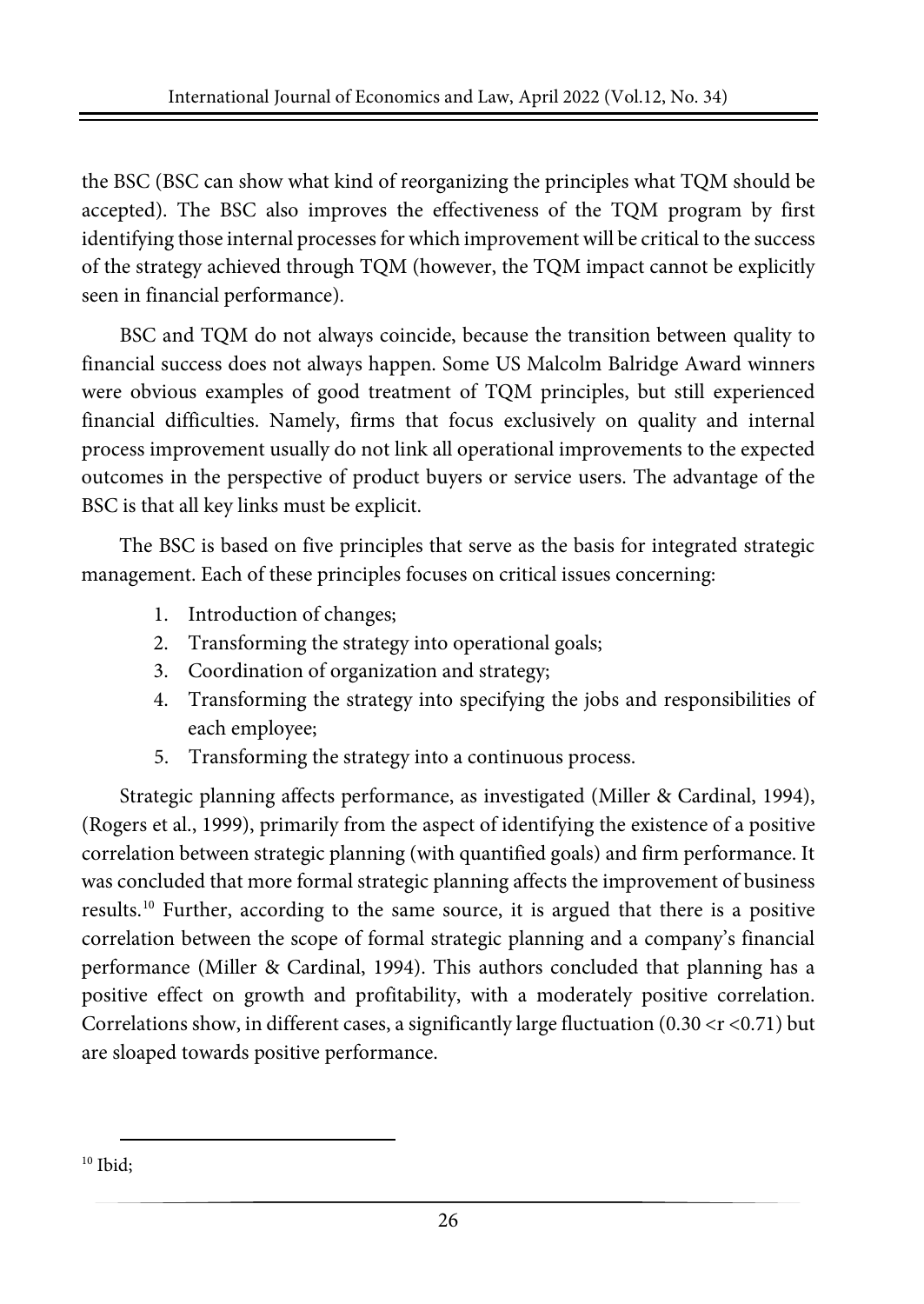the BSC (BSC can show what kind of reorganizing the principles what TQM should be accepted). The BSC also improves the effectiveness of the TQM program by first identifying those internal processes for which improvement will be critical to the success of the strategy achieved through TQM (however, the TQM impact cannot be explicitly seen in financial performance).

BSC and TQM do not always coincide, because the transition between quality to financial success does not always happen. Some US Malcolm Balridge Award winners were obvious examples of good treatment of TQM principles, but still experienced financial difficulties. Namely, firms that focus exclusively on quality and internal process improvement usually do not link all operational improvements to the expected outcomes in the perspective of product buyers or service users. The advantage of the BSC is that all key links must be explicit.

The BSC is based on five principles that serve as the basis for integrated strategic management. Each of these principles focuses on critical issues concerning:

1. Introduction of changes;
2. Transforming the strategy into operational goals;
3. Coordination of organization and strategy;
4. Transforming the strategy into specifying the jobs and responsibilities of each employee;
5. Transforming the strategy into a continuous process.

Strategic planning affects performance, as investigated (Miller & Cardinal, 1994), (Rogers et al., 1999), primarily from the aspect of identifying the existence of a positive correlation between strategic planning (with quantified goals) and firm performance. It was concluded that more formal strategic planning affects the improvement of business results.[10] Further, according to the same source, it is argued that there is a positive correlation between the scope of formal strategic planning and a company's financial performance (Miller & Cardinal, 1994). This authors concluded that planning has a positive effect on growth and profitability, with a moderately positive correlation. Correlations show, in different cases, a significantly large fluctuation ($0.30 < r < 0.71$) but are sloaped towards positive performance.

[10] Ibid;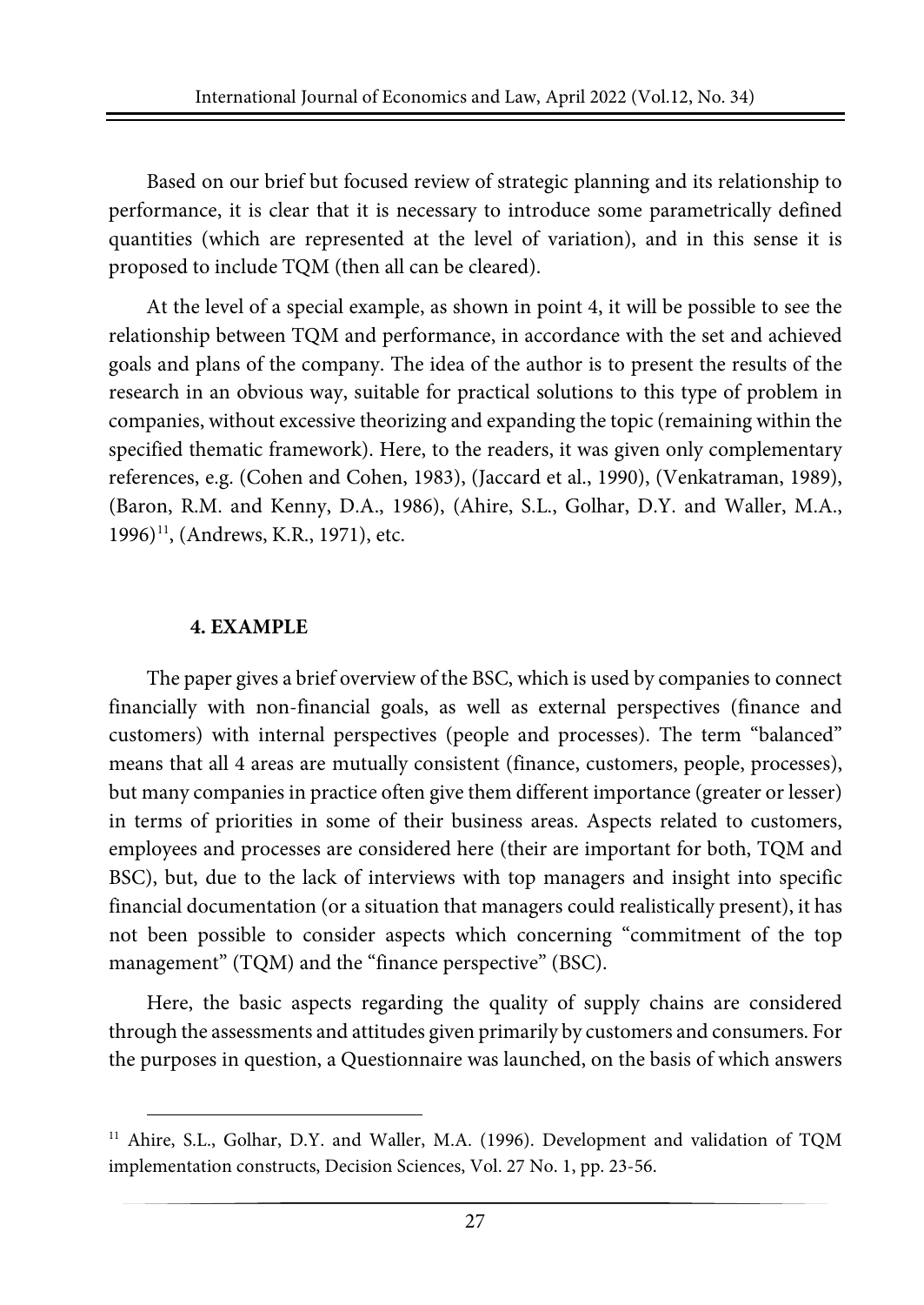Based on our brief but focused review of strategic planning and its relationship to performance, it is clear that it is necessary to introduce some parametrically defined quantities (which are represented at the level of variation), and in this sense it is proposed to include TQM (then all can be cleared).

At the level of a special example, as shown in point 4, it will be possible to see the relationship between TQM and performance, in accordance with the set and achieved goals and plans of the company. The idea of the author is to present the results of the research in an obvious way, suitable for practical solutions to this type of problem in companies, without excessive theorizing and expanding the topic (remaining within the specified thematic framework). Here, to the readers, it was given only complementary references, e.g. (Cohen and Cohen, 1983), (Jaccard et al., 1990), (Venkatraman, 1989), (Baron, R.M. and Kenny, D.A., 1986), (Ahire, S.L., Golhar, D.Y. and Waller, M.A., 1996)[11], (Andrews, K.R., 1971), etc.

## 4. EXAMPLE

The paper gives a brief overview of the BSC, which is used by companies to connect financially with non-financial goals, as well as external perspectives (finance and customers) with internal perspectives (people and processes). The term "balanced" means that all 4 areas are mutually consistent (finance, customers, people, processes), but many companies in practice often give them different importance (greater or lesser) in terms of priorities in some of their business areas. Aspects related to customers, employees and processes are considered here (their are important for both, TQM and BSC), but, due to the lack of interviews with top managers and insight into specific financial documentation (or a situation that managers could realistically present), it has not been possible to consider aspects which concerning "commitment of the top management" (TQM) and the "finance perspective" (BSC).

Here, the basic aspects regarding the quality of supply chains are considered through the assessments and attitudes given primarily by customers and consumers. For the purposes in question, a Questionnaire was launched, on the basis of which answers

---

[11] Ahire, S.L., Golhar, D.Y. and Waller, M.A. (1996). Development and validation of TQM implementation constructs, Decision Sciences, Vol. 27 No. 1, pp. 23-56.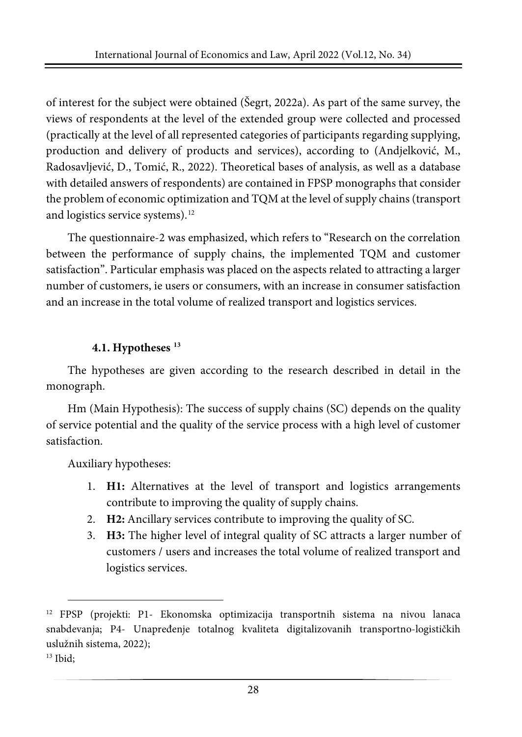of interest for the subject were obtained (Šegrt, 2022a). As part of the same survey, the views of respondents at the level of the extended group were collected and processed (practically at the level of all represented categories of participants regarding supplying, production and delivery of products and services), according to (Andjelković, M., Radosavljević, D., Tomić, R., 2022). Theoretical bases of analysis, as well as a database with detailed answers of respondents) are contained in FPSP monographs that consider the problem of economic optimization and TQM at the level of supply chains (transport and logistics service systems).[12]

The questionnaire-2 was emphasized, which refers to "Research on the correlation between the performance of supply chains, the implemented TQM and customer satisfaction". Particular emphasis was placed on the aspects related to attracting a larger number of customers, ie users or consumers, with an increase in consumer satisfaction and an increase in the total volume of realized transport and logistics services.

### 4.1. Hypotheses [13]

The hypotheses are given according to the research described in detail in the monograph.

Hm (Main Hypothesis): The success of supply chains (SC) depends on the quality of service potential and the quality of the service process with a high level of customer satisfaction.

Auxiliary hypotheses:

1. **H1:** Alternatives at the level of transport and logistics arrangements contribute to improving the quality of supply chains.
2. **H2:** Ancillary services contribute to improving the quality of SC.
3. **H3:** The higher level of integral quality of SC attracts a larger number of customers / users and increases the total volume of realized transport and logistics services.

---

[12] FPSP (projekti: P1- Ekonomska optimizacija transportnih sistema na nivou lanaca snabdevanja; P4- Unapređenje totalnog kvaliteta digitalizovanih transportno-logističkih uslužnih sistema, 2022);

[13] Ibid;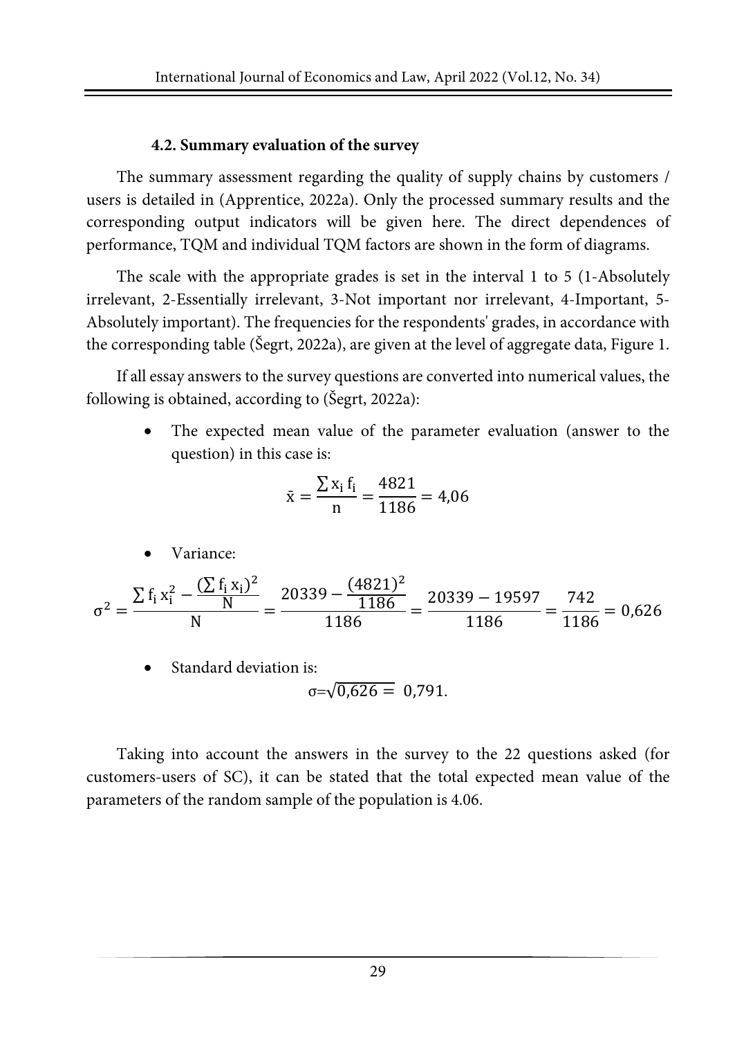### 4.2. Summary evaluation of the survey

The summary assessment regarding the quality of supply chains by customers / users is detailed in (Apprentice, 2022a). Only the processed summary results and the corresponding output indicators will be given here. The direct dependences of performance, TQM and individual TQM factors are shown in the form of diagrams.

The scale with the appropriate grades is set in the interval 1 to 5 (1-Absolutely irrelevant, 2-Essentially irrelevant, 3-Not important nor irrelevant, 4-Important, 5-Absolutely important). The frequencies for the respondents' grades, in accordance with the corresponding table (Šegrt, 2022a), are given at the level of aggregate data, Figure 1.

If all essay answers to the survey questions are converted into numerical values, the following is obtained, according to (Šegrt, 2022a):

- The expected mean value of the parameter evaluation (answer to the question) in this case is:

$$\bar{x} = \frac{\sum x_i f_i}{n} = \frac{4821}{1186} = 4{,}06$$

- Variance:

$$\sigma^2 = \frac{\sum f_i x_i^2 - \frac{(\sum f_i x_i)^2}{N}}{N} = \frac{20339 - \frac{(4821)^2}{1186}}{1186} = \frac{20339 - 19597}{1186} = \frac{742}{1186} = 0{,}626$$

- Standard deviation is:

$$\sigma = \sqrt{0{,}626} = 0{,}791.$$

Taking into account the answers in the survey to the 22 questions asked (for customers-users of SC), it can be stated that the total expected mean value of the parameters of the random sample of the population is 4.06.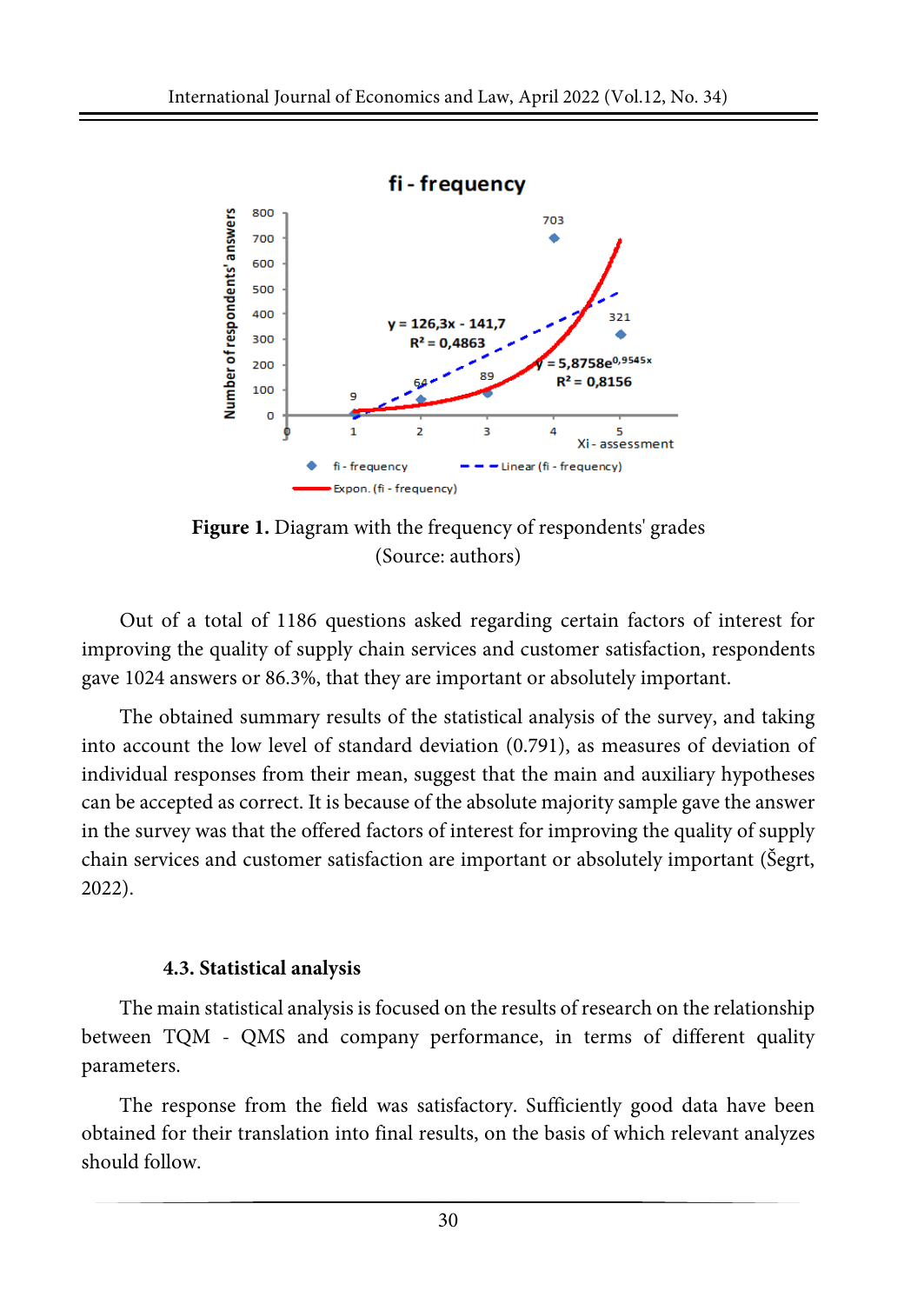**Figure 1.** Diagram with the frequency of respondents' grades (Source: authors)

Out of a total of 1186 questions asked regarding certain factors of interest for improving the quality of supply chain services and customer satisfaction, respondents gave 1024 answers or 86.3%, that they are important or absolutely important.

The obtained summary results of the statistical analysis of the survey, and taking into account the low level of standard deviation (0.791), as measures of deviation of individual responses from their mean, suggest that the main and auxiliary hypotheses can be accepted as correct. It is because of the absolute majority sample gave the answer in the survey was that the offered factors of interest for improving the quality of supply chain services and customer satisfaction are important or absolutely important (Šegrt, 2022).

### 4.3. Statistical analysis

The main statistical analysis is focused on the results of research on the relationship between TQM - QMS and company performance, in terms of different quality parameters.

The response from the field was satisfactory. Sufficiently good data have been obtained for their translation into final results, on the basis of which relevant analyzes should follow.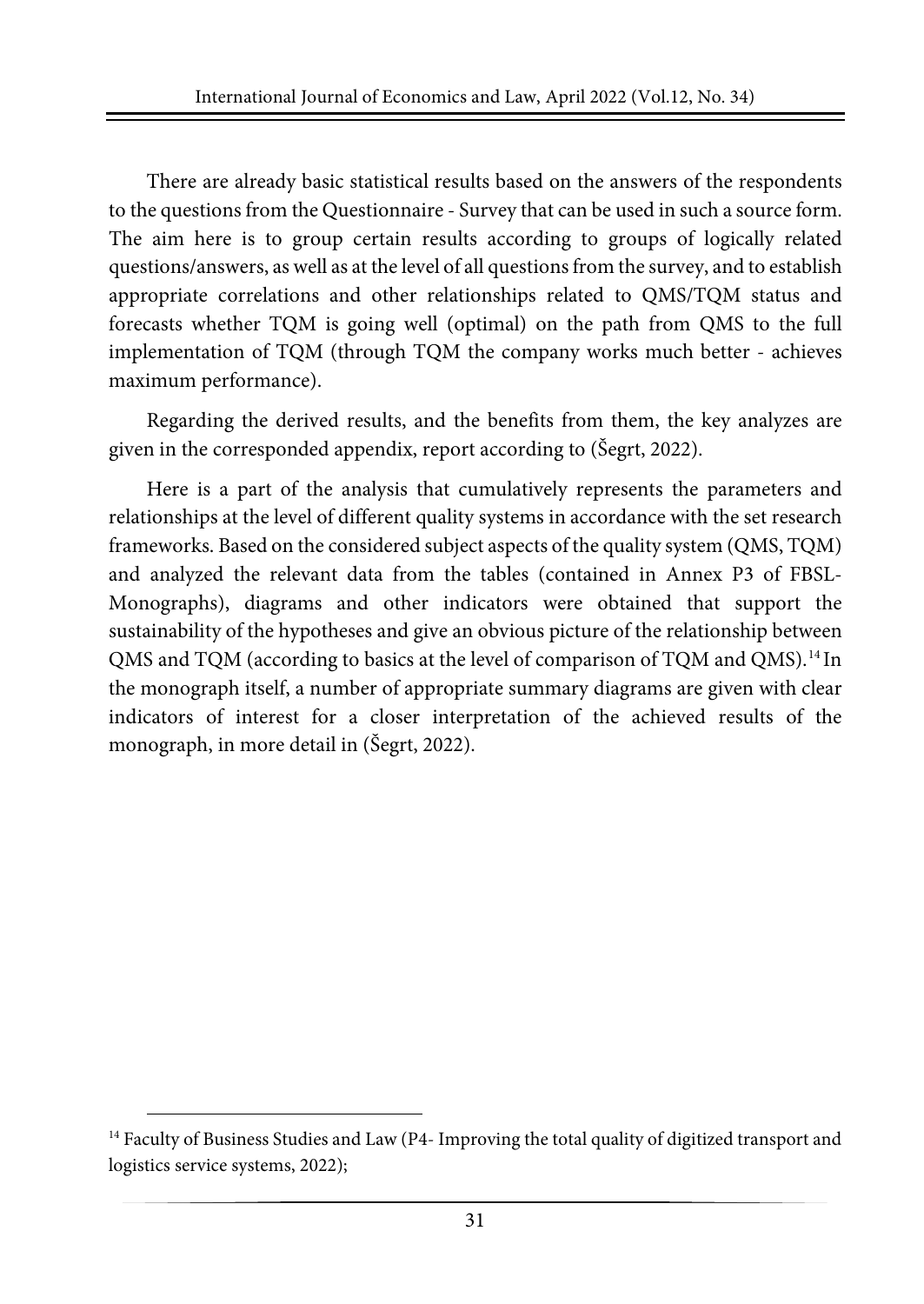There are already basic statistical results based on the answers of the respondents to the questions from the Questionnaire - Survey that can be used in such a source form. The aim here is to group certain results according to groups of logically related questions/answers, as well as at the level of all questions from the survey, and to establish appropriate correlations and other relationships related to QMS/TQM status and forecasts whether TQM is going well (optimal) on the path from QMS to the full implementation of TQM (through TQM the company works much better - achieves maximum performance).

Regarding the derived results, and the benefits from them, the key analyzes are given in the corresponded appendix, report according to (Šegrt, 2022).

Here is a part of the analysis that cumulatively represents the parameters and relationships at the level of different quality systems in accordance with the set research frameworks. Based on the considered subject aspects of the quality system (QMS, TQM) and analyzed the relevant data from the tables (contained in Annex P3 of FBSL-Monographs), diagrams and other indicators were obtained that support the sustainability of the hypotheses and give an obvious picture of the relationship between QMS and TQM (according to basics at the level of comparison of TQM and QMS).[14] In the monograph itself, a number of appropriate summary diagrams are given with clear indicators of interest for a closer interpretation of the achieved results of the monograph, in more detail in (Šegrt, 2022).

[14] Faculty of Business Studies and Law (P4- Improving the total quality of digitized transport and logistics service systems, 2022);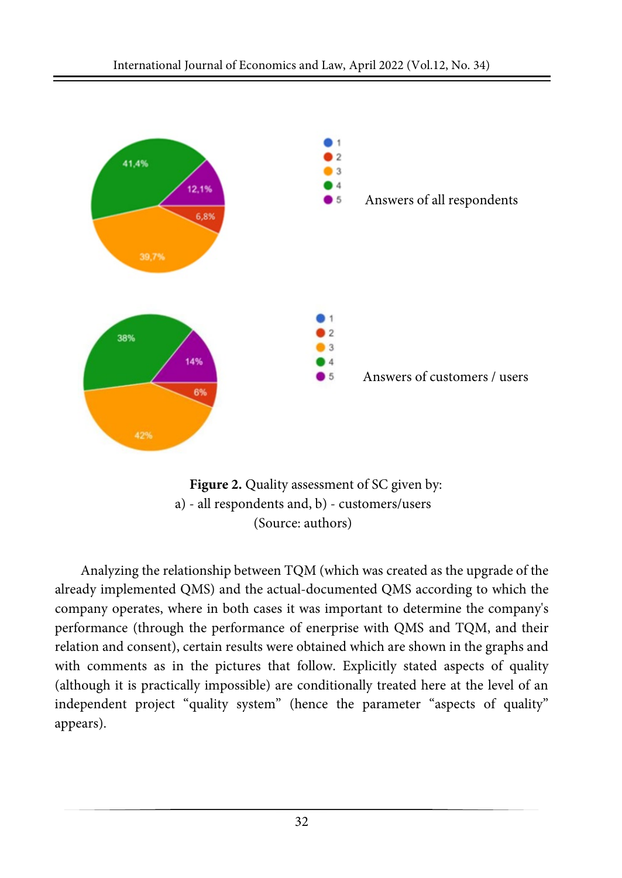Answers of all respondents

Answers of customers / users

**Figure 2.** Quality assessment of SC given by:
a) - all respondents and, b) - customers/users
(Source: authors)

Analyzing the relationship between TQM (which was created as the upgrade of the already implemented QMS) and the actual-documented QMS according to which the company operates, where in both cases it was important to determine the company's performance (through the performance of enerprise with QMS and TQM, and their relation and consent), certain results were obtained which are shown in the graphs and with comments as in the pictures that follow. Explicitly stated aspects of quality (although it is practically impossible) are conditionally treated here at the level of an independent project "quality system" (hence the parameter "aspects of quality" appears).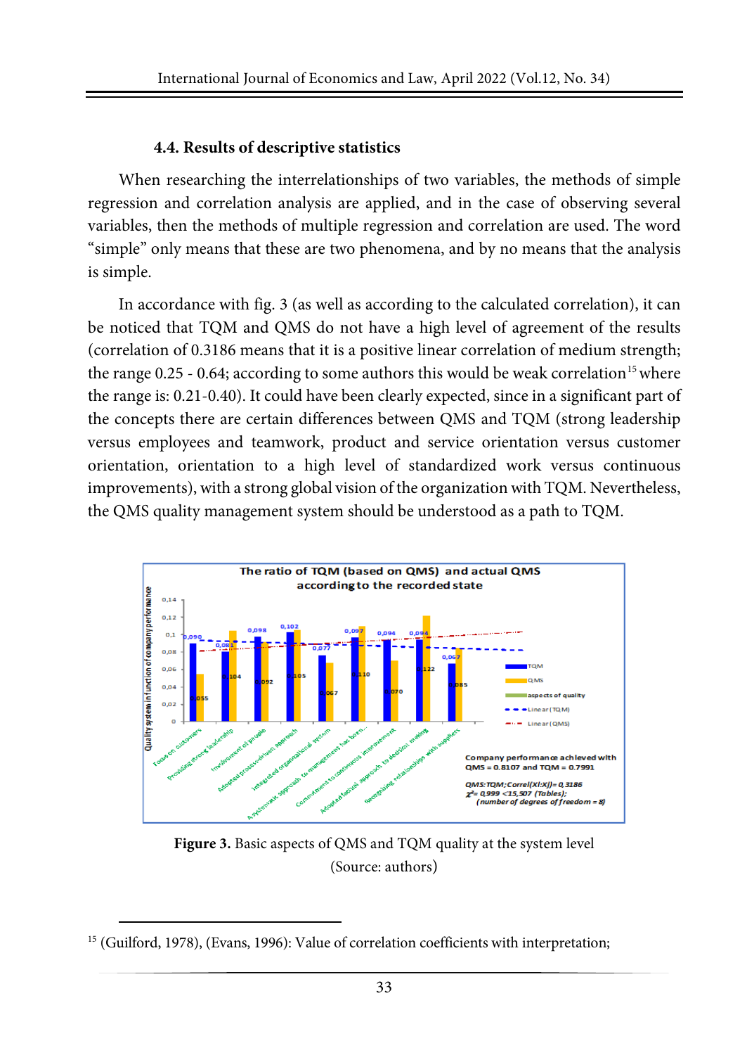### 4.4. Results of descriptive statistics

When researching the interrelationships of two variables, the methods of simple regression and correlation analysis are applied, and in the case of observing several variables, then the methods of multiple regression and correlation are used. The word "simple" only means that these are two phenomena, and by no means that the analysis is simple.

In accordance with fig. 3 (as well as according to the calculated correlation), it can be noticed that TQM and QMS do not have a high level of agreement of the results (correlation of 0.3186 means that it is a positive linear correlation of medium strength; the range 0.25 - 0.64; according to some authors this would be weak correlation[15] where the range is: 0.21-0.40). It could have been clearly expected, since in a significant part of the concepts there are certain differences between QMS and TQM (strong leadership versus employees and teamwork, product and service orientation versus customer orientation, orientation to a high level of standardized work versus continuous improvements), with a strong global vision of the organization with TQM. Nevertheless, the QMS quality management system should be understood as a path to TQM.

**Figure 3.** Basic aspects of QMS and TQM quality at the system level (Source: authors)

[15] (Guilford, 1978), (Evans, 1996): Value of correlation coefficients with interpretation;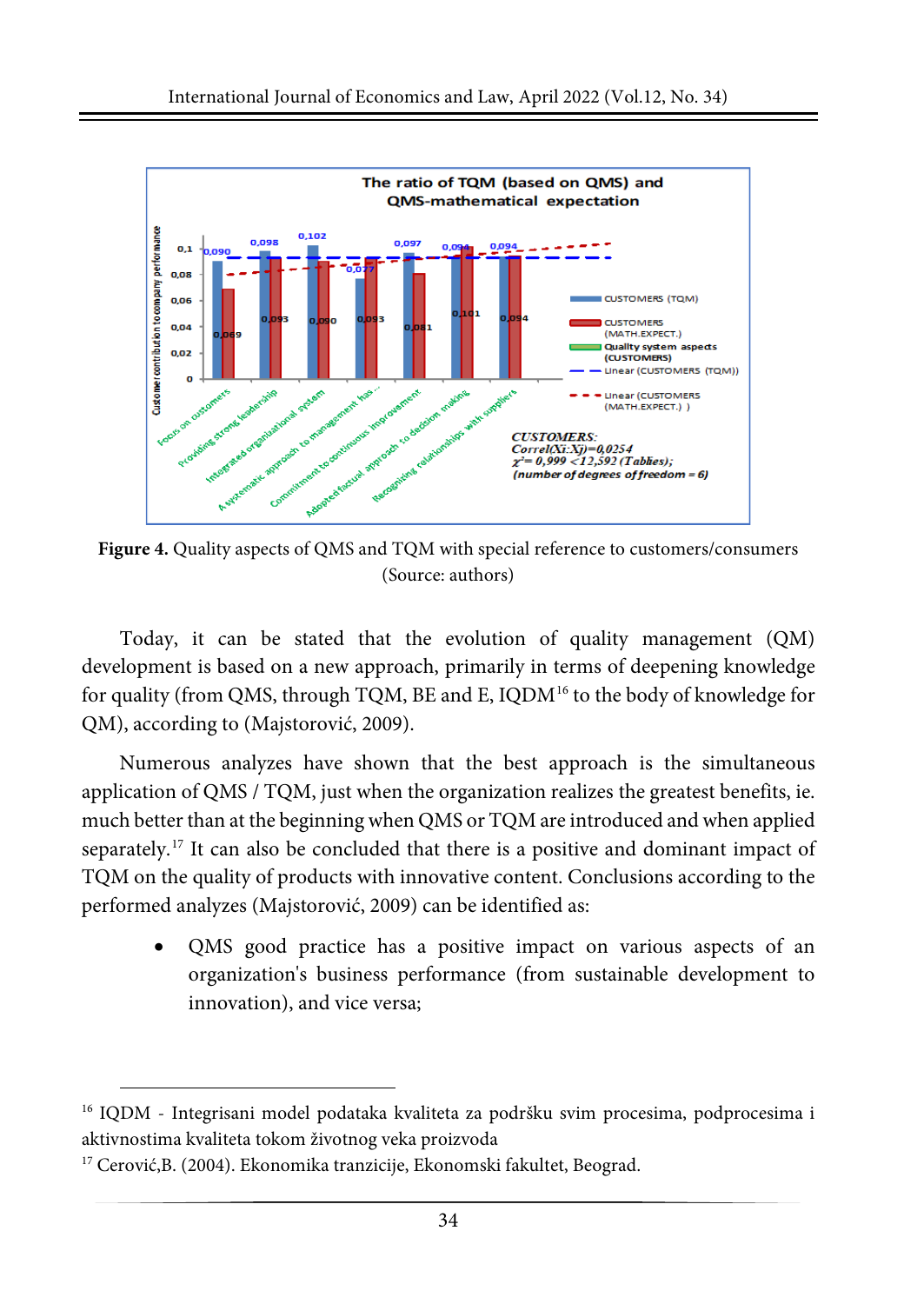Figure 4. Quality aspects of QMS and TQM with special reference to customers/consumers (Source: authors)

Today, it can be stated that the evolution of quality management (QM) development is based on a new approach, primarily in terms of deepening knowledge for quality (from QMS, through TQM, BE and E, IQDM[16] to the body of knowledge for QM), according to (Majstorović, 2009).

Numerous analyzes have shown that the best approach is the simultaneous application of QMS / TQM, just when the organization realizes the greatest benefits, ie. much better than at the beginning when QMS or TQM are introduced and when applied separately.[17] It can also be concluded that there is a positive and dominant impact of TQM on the quality of products with innovative content. Conclusions according to the performed analyzes (Majstorović, 2009) can be identified as:

- QMS good practice has a positive impact on various aspects of an organization's business performance (from sustainable development to innovation), and vice versa;

---

[16] IQDM - Integrisani model podataka kvaliteta za podršku svim procesima, podprocesima i aktivnostima kvaliteta tokom životnog veka proizvoda

[17] Cerović,B. (2004). Ekonomika tranzicije, Ekonomski fakultet, Beograd.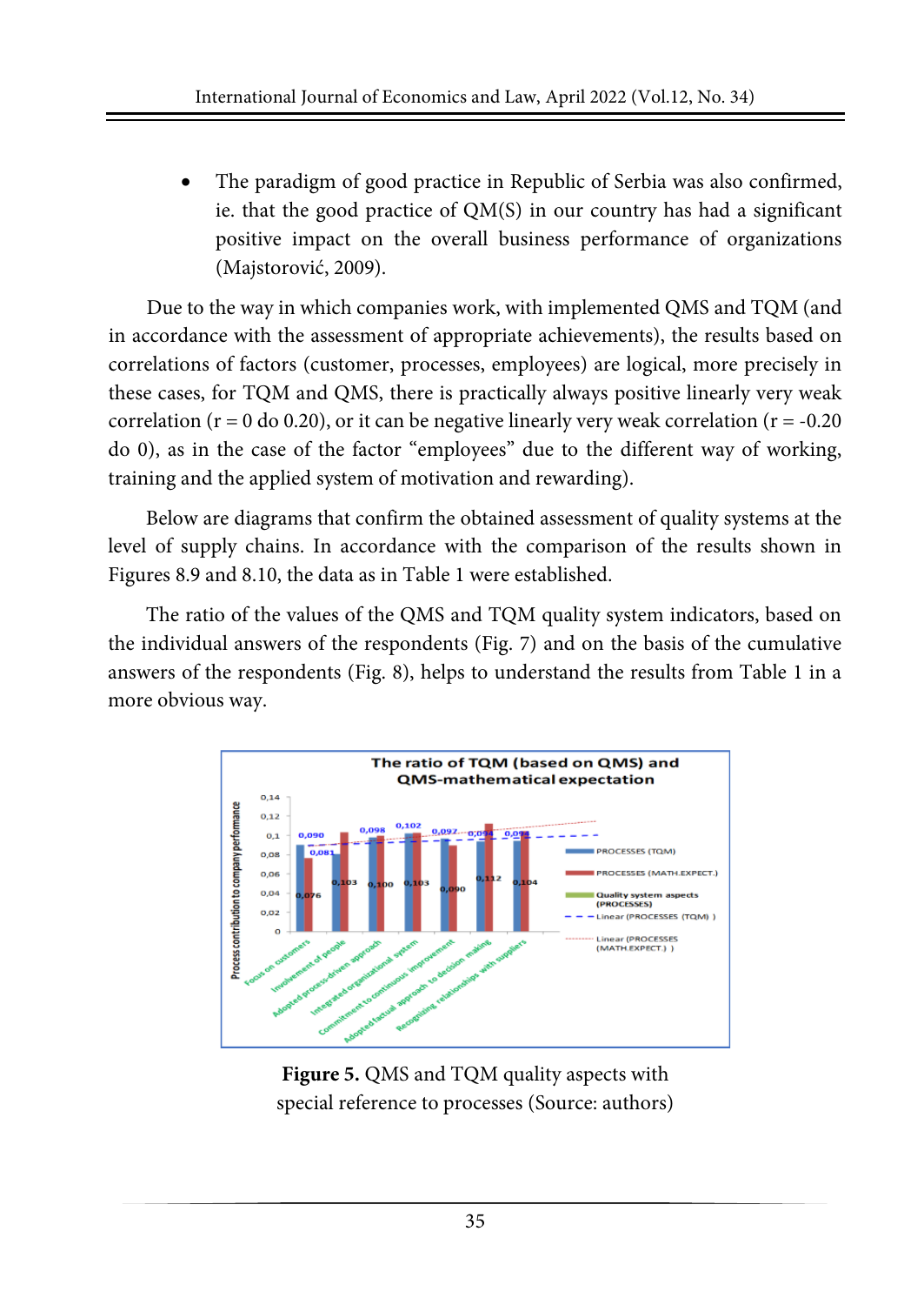- The paradigm of good practice in Republic of Serbia was also confirmed, ie. that the good practice of QM(S) in our country has had a significant positive impact on the overall business performance of organizations (Majstorović, 2009).

Due to the way in which companies work, with implemented QMS and TQM (and in accordance with the assessment of appropriate achievements), the results based on correlations of factors (customer, processes, employees) are logical, more precisely in these cases, for TQM and QMS, there is practically always positive linearly very weak correlation (r = 0 do 0.20), or it can be negative linearly very weak correlation (r = -0.20 do 0), as in the case of the factor "employees" due to the different way of working, training and the applied system of motivation and rewarding).

Below are diagrams that confirm the obtained assessment of quality systems at the level of supply chains. In accordance with the comparison of the results shown in Figures 8.9 and 8.10, the data as in Table 1 were established.

The ratio of the values of the QMS and TQM quality system indicators, based on the individual answers of the respondents (Fig. 7) and on the basis of the cumulative answers of the respondents (Fig. 8), helps to understand the results from Table 1 in a more obvious way.

**Figure 5.** QMS and TQM quality aspects with special reference to processes (Source: authors)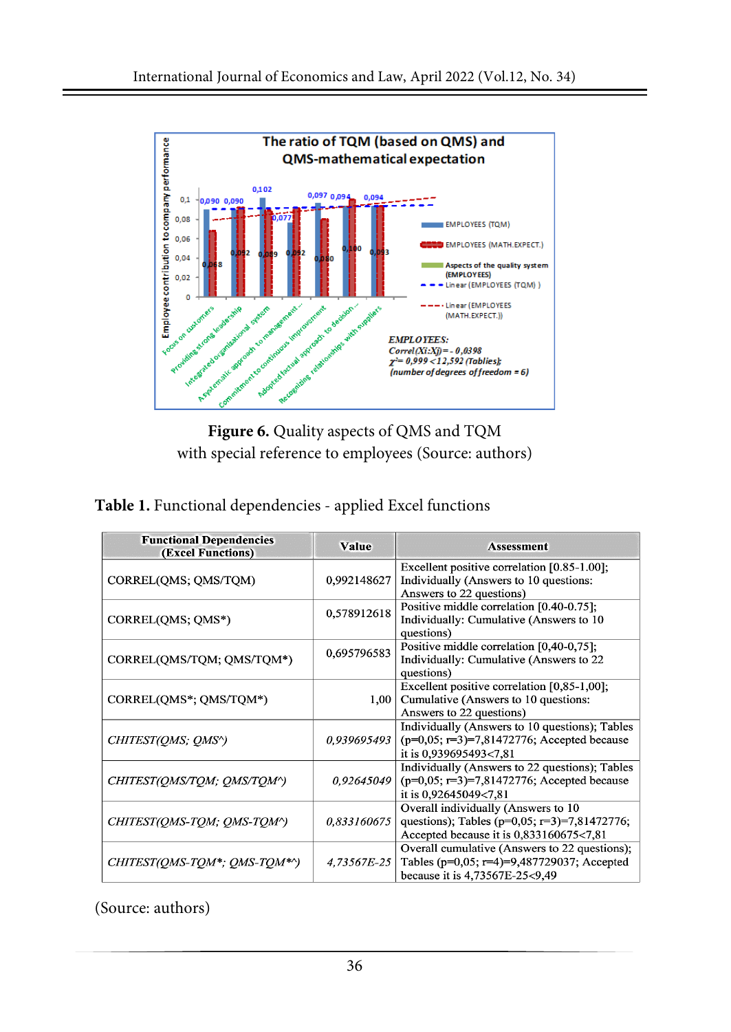**Figure 6.** Quality aspects of QMS and TQM with special reference to employees (Source: authors)

**Table 1.** Functional dependencies - applied Excel functions

| Functional Dependencies (Excel Functions) | Value | Assessment |
|---|---|---|
| CORREL(QMS; QMS/TQM) | 0,992148627 | Excellent positive correlation [0.85-1.00]; Individually (Answers to 10 questions: Answers to 22 questions) |
| CORREL(QMS; QMS*) | 0,578912618 | Positive middle correlation [0.40-0.75]; Individually: Cumulative (Answers to 10 questions) |
| CORREL(QMS/TQM; QMS/TQM*) | 0,695796583 | Positive middle correlation [0,40-0,75]; Individually: Cumulative (Answers to 22 questions) |
| CORREL(QMS*; QMS/TQM*) | 1,00 | Excellent positive correlation [0,85-1,00]; Cumulative (Answers to 10 questions: Answers to 22 questions) |
| *CHITEST(QMS; QMS^)* | *0,939695493* | Individually (Answers to 10 questions); Tables (p=0,05; r=3)=7,81472776; Accepted because it is 0,939695493<7,81 |
| *CHITEST(QMS/TQM; QMS/TQM^)* | *0,92645049* | Individually (Answers to 22 questions); Tables (p=0,05; r=3)=7,81472776; Accepted because it is 0,92645049<7,81 |
| *CHITEST(QMS-TQM; QMS-TQM^)* | *0,833160675* | Overall individually (Answers to 10 questions); Tables (p=0,05; r=3)=7,81472776; Accepted because it is 0,833160675<7,81 |
| *CHITEST(QMS-TQM*; QMS-TQM*^)* | *4,73567E-25* | Overall cumulative (Answers to 22 questions); Tables (p=0,05; r=4)=9,487729037; Accepted because it is 4,73567E-25<9,49 |

(Source: authors)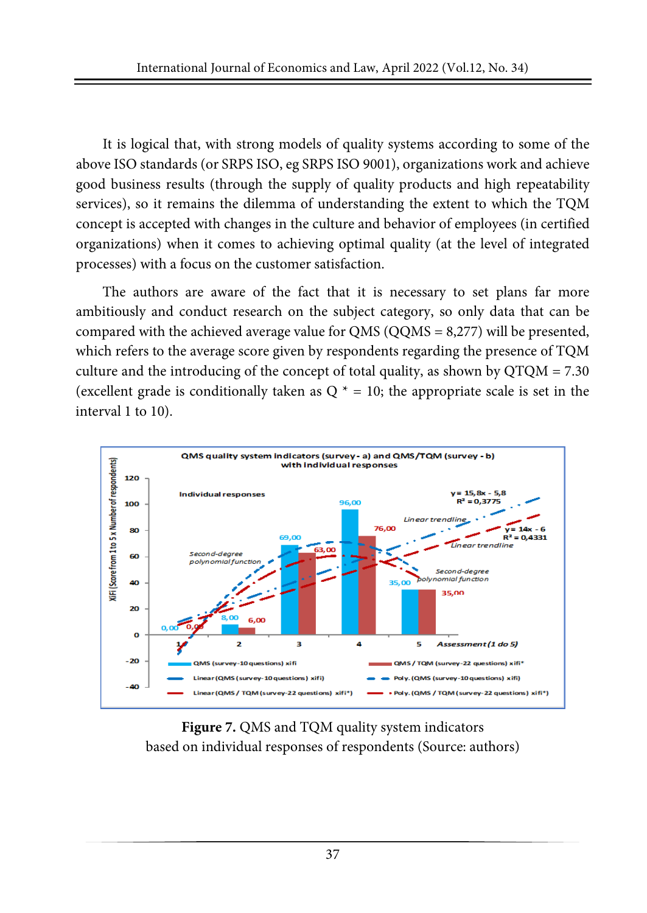It is logical that, with strong models of quality systems according to some of the above ISO standards (or SRPS ISO, eg SRPS ISO 9001), organizations work and achieve good business results (through the supply of quality products and high repeatability services), so it remains the dilemma of understanding the extent to which the TQM concept is accepted with changes in the culture and behavior of employees (in certified organizations) when it comes to achieving optimal quality (at the level of integrated processes) with a focus on the customer satisfaction.

The authors are aware of the fact that it is necessary to set plans far more ambitiously and conduct research on the subject category, so only data that can be compared with the achieved average value for QMS (QQMS = 8,277) will be presented, which refers to the average score given by respondents regarding the presence of TQM culture and the introducing of the concept of total quality, as shown by QTQM = 7.30 (excellent grade is conditionally taken as Q * = 10; the appropriate scale is set in the interval 1 to 10).

**Figure 7.** QMS and TQM quality system indicators based on individual responses of respondents (Source: authors)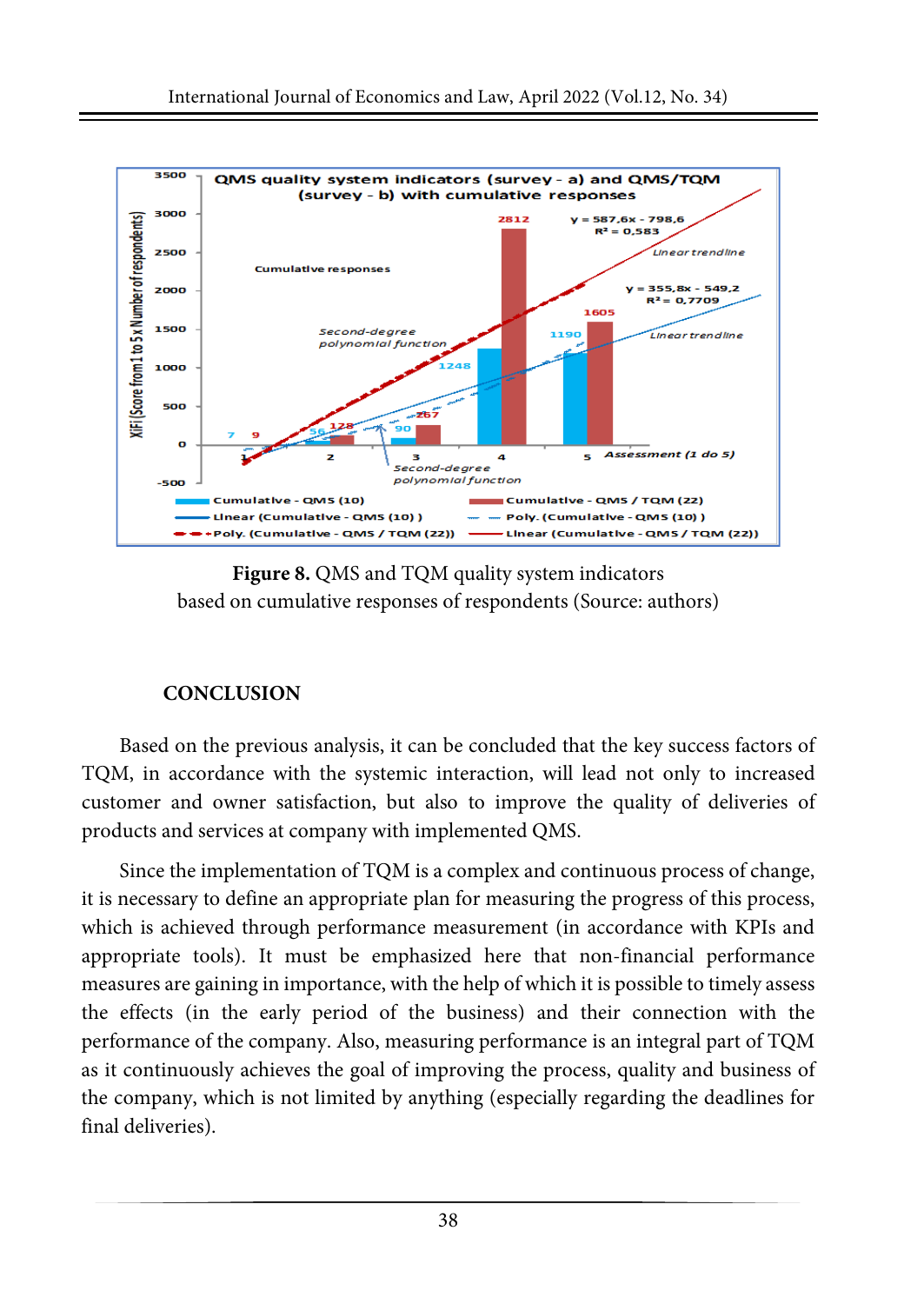**Figure 8.** QMS and TQM quality system indicators based on cumulative responses of respondents (Source: authors)

## CONCLUSION

Based on the previous analysis, it can be concluded that the key success factors of TQM, in accordance with the systemic interaction, will lead not only to increased customer and owner satisfaction, but also to improve the quality of deliveries of products and services at company with implemented QMS.

Since the implementation of TQM is a complex and continuous process of change, it is necessary to define an appropriate plan for measuring the progress of this process, which is achieved through performance measurement (in accordance with KPIs and appropriate tools). It must be emphasized here that non-financial performance measures are gaining in importance, with the help of which it is possible to timely assess the effects (in the early period of the business) and their connection with the performance of the company. Also, measuring performance is an integral part of TQM as it continuously achieves the goal of improving the process, quality and business of the company, which is not limited by anything (especially regarding the deadlines for final deliveries).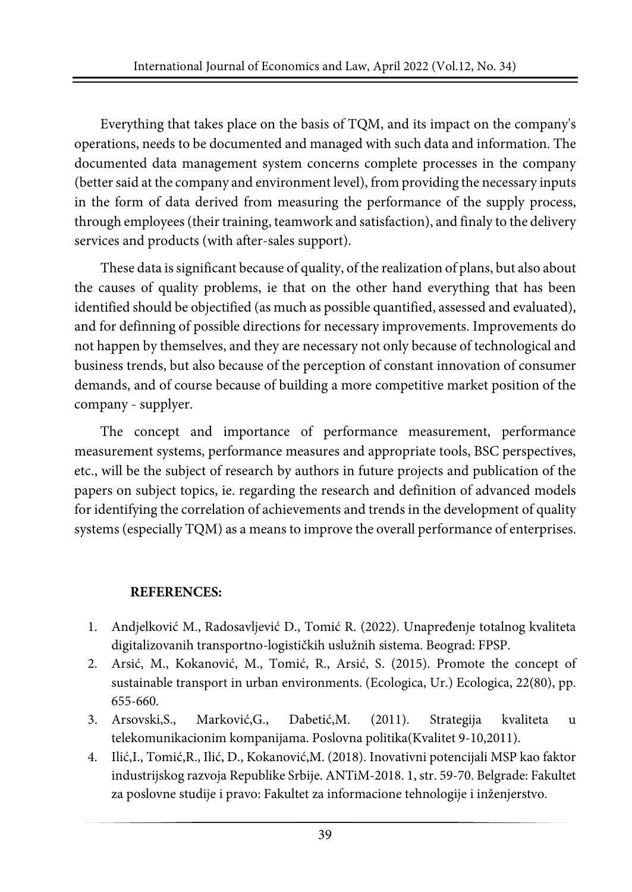Everything that takes place on the basis of TQM, and its impact on the company's operations, needs to be documented and managed with such data and information. The documented data management system concerns complete processes in the company (better said at the company and environment level), from providing the necessary inputs in the form of data derived from measuring the performance of the supply process, through employees (their training, teamwork and satisfaction), and finaly to the delivery services and products (with after-sales support).

These data is significant because of quality, of the realization of plans, but also about the causes of quality problems, ie that on the other hand everything that has been identified should be objectified (as much as possible quantified, assessed and evaluated), and for definning of possible directions for necessary improvements. Improvements do not happen by themselves, and they are necessary not only because of technological and business trends, but also because of the perception of constant innovation of consumer demands, and of course because of building a more competitive market position of the company - supplyer.

The concept and importance of performance measurement, performance measurement systems, performance measures and appropriate tools, BSC perspectives, etc., will be the subject of research by authors in future projects and publication of the papers on subject topics, ie. regarding the research and definition of advanced models for identifying the correlation of achievements and trends in the development of quality systems (especially TQM) as a means to improve the overall performance of enterprises.

## REFERENCES:

1. Andjelković M., Radosavljević D., Tomić R. (2022). Unapređenje totalnog kvaliteta digitalizovanih transportno-logističkih uslužnih sistema. Beograd: FPSP.
2. Arsić, M., Kokanović, M., Tomić, R., Arsić, S. (2015). Promote the concept of sustainable transport in urban environments. (Ecologica, Ur.) Ecologica, 22(80), pp. 655-660.
3. Arsovski,S., Marković,G., Dabetić,M. (2011). Strategija kvaliteta u telekomunikacionim kompanijama. Poslovna politika(Kvalitet 9-10,2011).
4. Ilić,I., Tomić,R., Ilić, D., Kokanović,M. (2018). Inovativni potencijali MSP kao faktor industrijskog razvoja Republike Srbije. ANTiM-2018. 1, str. 59-70. Belgrade: Fakultet za poslovne studije i pravo: Fakultet za informacione tehnologije i inženjerstvo.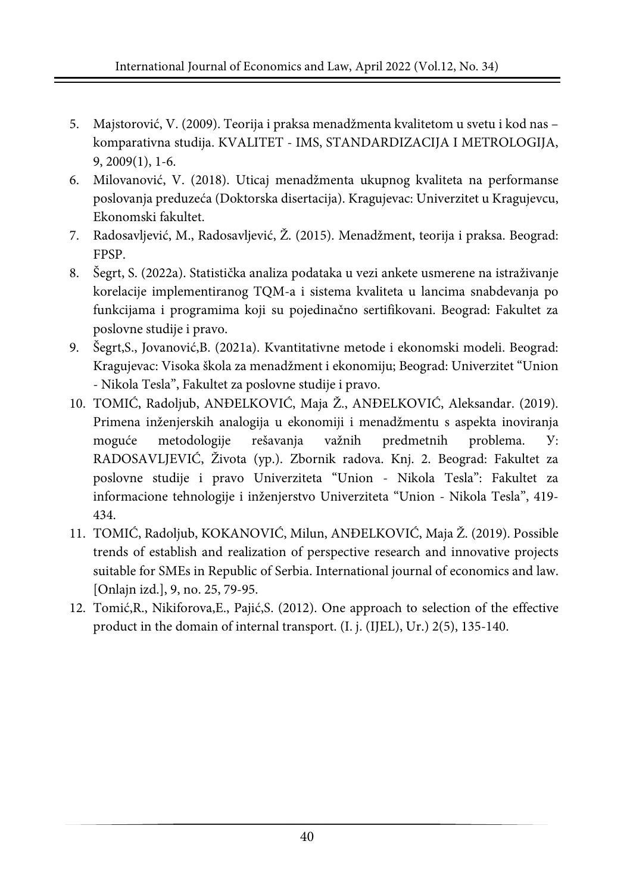5. Majstorović, V. (2009). Teorija i praksa menadžmenta kvalitetom u svetu i kod nas – komparativna studija. KVALITET - IMS, STANDARDIZACIJA I METROLOGIJA, 9, 2009(1), 1-6.
6. Milovanović, V. (2018). Uticaj menadžmenta ukupnog kvaliteta na performanse poslovanja preduzeća (Doktorska disertacija). Kragujevac: Univerzitet u Kragujevcu, Ekonomski fakultet.
7. Radosavljević, M., Radosavljević, Ž. (2015). Menadžment, teorija i praksa. Beograd: FPSP.
8. Šegrt, S. (2022a). Statistička analiza podataka u vezi ankete usmerene na istraživanje korelacije implementiranog TQM-a i sistema kvaliteta u lancima snabdevanja po funkcijama i programima koji su pojedinačno sertifikovani. Beograd: Fakultet za poslovne studije i pravo.
9. Šegrt,S., Jovanović,B. (2021a). Kvantitativne metode i ekonomski modeli. Beograd: Kragujevac: Visoka škola za menadžment i ekonomiju; Beograd: Univerzitet "Union - Nikola Tesla", Fakultet za poslovne studije i pravo.
10. TOMIĆ, Radoljub, ANĐELKOVIĆ, Maja Ž., ANĐELKOVIĆ, Aleksandar. (2019). Primena inženjerskih analogija u ekonomiji i menadžmentu s aspekta inoviranja moguće metodologije rešavanja važnih predmetnih problema. У: RADOSAVLJEVIĆ, Života (ур.). Zbornik radova. Knj. 2. Beograd: Fakultet za poslovne studije i pravo Univerziteta "Union - Nikola Tesla": Fakultet za informacione tehnologije i inženjerstvo Univerziteta "Union - Nikola Tesla", 419-434.
11. TOMIĆ, Radoljub, KOKANOVIĆ, Milun, ANĐELKOVIĆ, Maja Ž. (2019). Possible trends of establish and realization of perspective research and innovative projects suitable for SMEs in Republic of Serbia. International journal of economics and law. [Onlajn izd.], 9, no. 25, 79-95.
12. Tomić,R., Nikiforova,E., Pajić,S. (2012). One approach to selection of the effective product in the domain of internal transport. (I. j. (IJEL), Ur.) 2(5), 135-140.